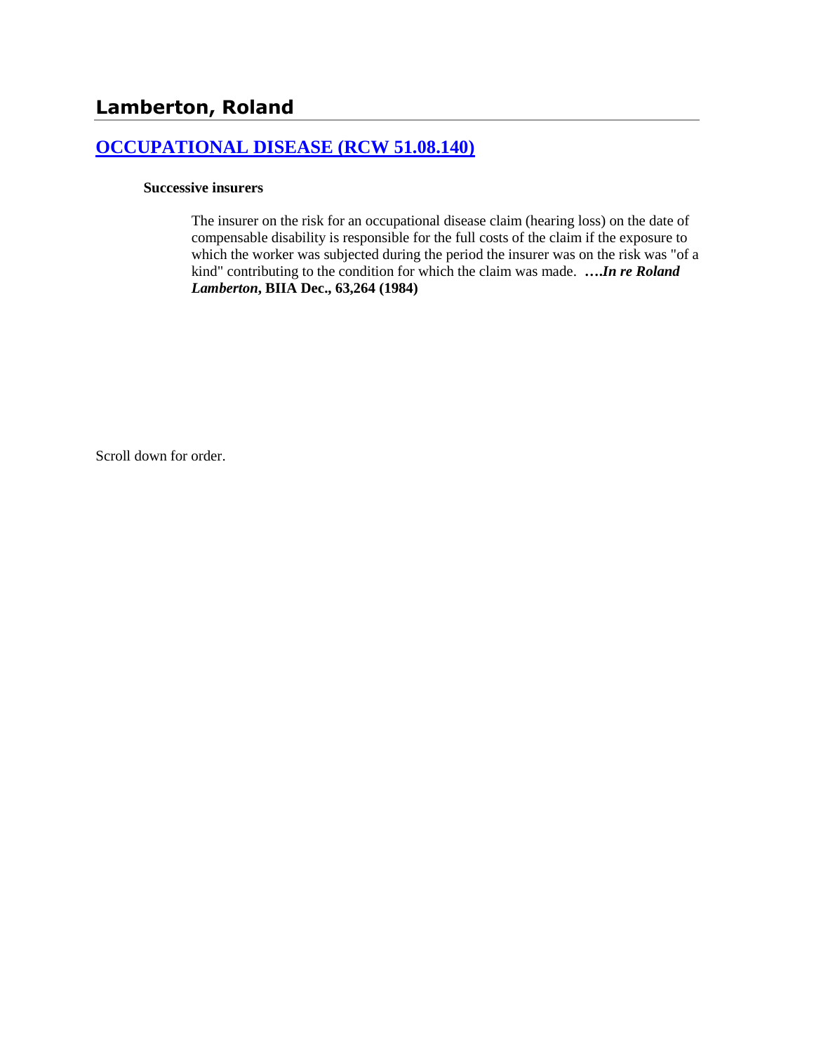# Lamberton, Roland

## [OCCUPATIONAL DISEASE (RCW 51.08.140)]()

**Successive insurers**

The insurer on the risk for an occupational disease claim (hearing loss) on the date of compensable disability is responsible for the full costs of the claim if the exposure to which the worker was subjected during the period the insurer was on the risk was "of a kind" contributing to the condition for which the claim was made. ****….In re Roland Lamberton*, BIIA Dec., 63,264 (1984)**

Scroll down for order.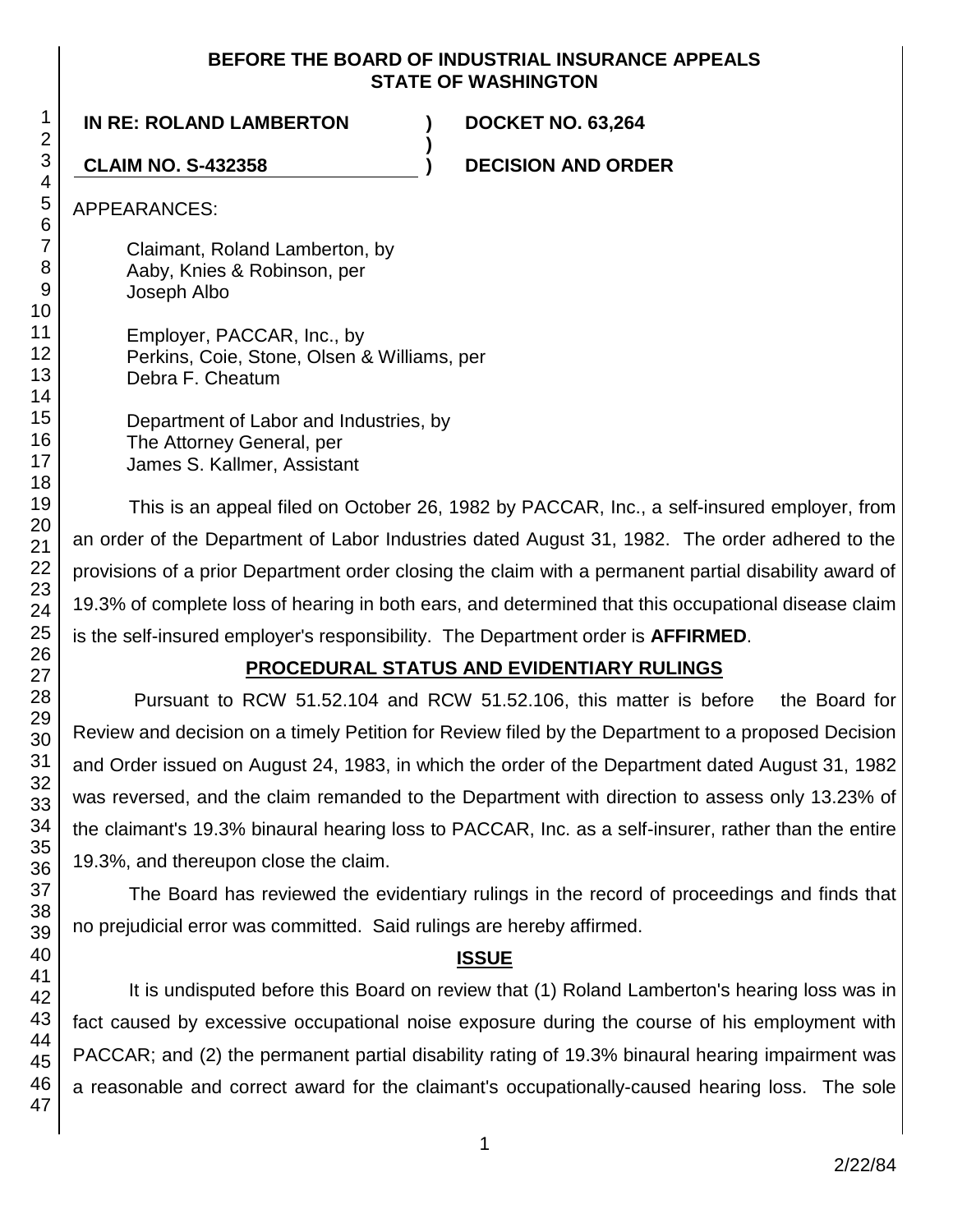**BEFORE THE BOARD OF INDUSTRIAL INSURANCE APPEALS**
**STATE OF WASHINGTON**

| | | |
|---|---|---|
| **IN RE: ROLAND LAMBERTON** | **)** | **DOCKET NO. 63,264** |
| | **)** | |
| **CLAIM NO. S-432358** | **)** | **DECISION AND ORDER** |

APPEARANCES:

Claimant, Roland Lamberton, by
Aaby, Knies & Robinson, per
Joseph Albo

Employer, PACCAR, Inc., by
Perkins, Coie, Stone, Olsen & Williams, per
Debra F. Cheatum

Department of Labor and Industries, by
The Attorney General, per
James S. Kallmer, Assistant

This is an appeal filed on October 26, 1982 by PACCAR, Inc., a self-insured employer, from an order of the Department of Labor Industries dated August 31, 1982. The order adhered to the provisions of a prior Department order closing the claim with a permanent partial disability award of 19.3% of complete loss of hearing in both ears, and determined that this occupational disease claim is the self-insured employer's responsibility. The Department order is **AFFIRMED**.

## PROCEDURAL STATUS AND EVIDENTIARY RULINGS

Pursuant to RCW 51.52.104 and RCW 51.52.106, this matter is before the Board for Review and decision on a timely Petition for Review filed by the Department to a proposed Decision and Order issued on August 24, 1983, in which the order of the Department dated August 31, 1982 was reversed, and the claim remanded to the Department with direction to assess only 13.23% of the claimant's 19.3% binaural hearing loss to PACCAR, Inc. as a self-insurer, rather than the entire 19.3%, and thereupon close the claim.

The Board has reviewed the evidentiary rulings in the record of proceedings and finds that no prejudicial error was committed. Said rulings are hereby affirmed.

## ISSUE

It is undisputed before this Board on review that (1) Roland Lamberton's hearing loss was in fact caused by excessive occupational noise exposure during the course of his employment with PACCAR; and (2) the permanent partial disability rating of 19.3% binaural hearing impairment was a reasonable and correct award for the claimant's occupationally-caused hearing loss. The sole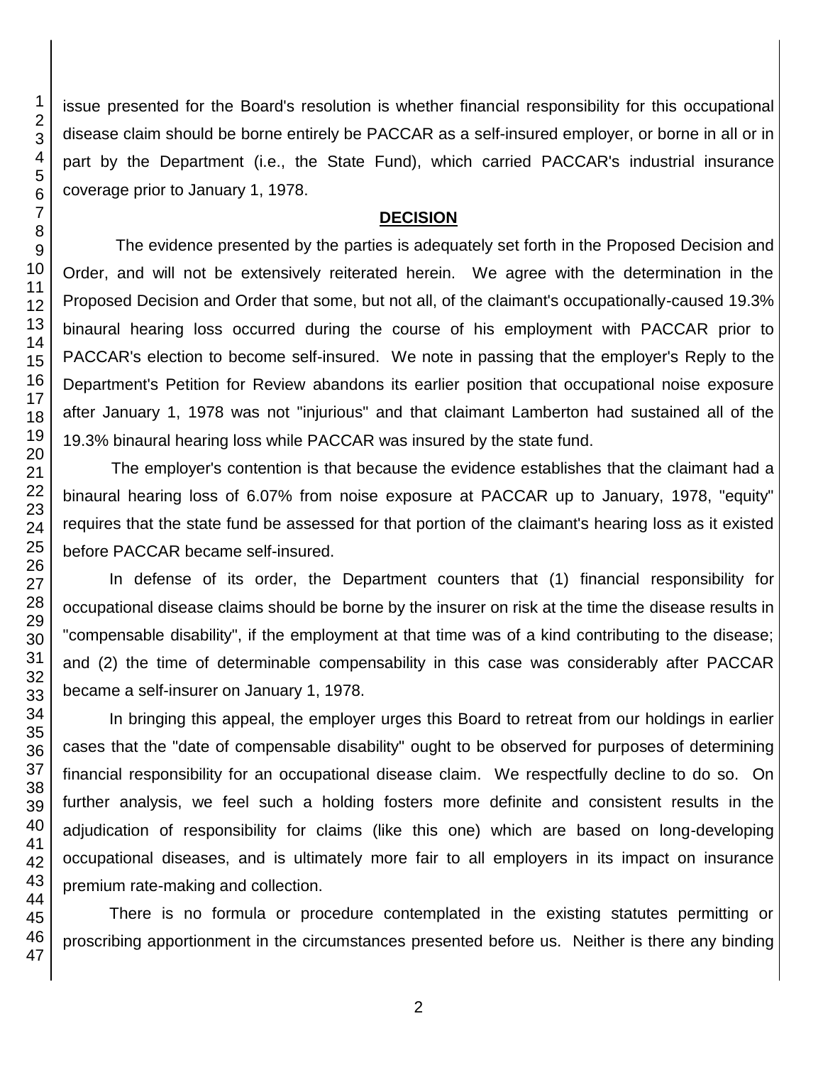issue presented for the Board's resolution is whether financial responsibility for this occupational disease claim should be borne entirely be PACCAR as a self-insured employer, or borne in all or in part by the Department (i.e., the State Fund), which carried PACCAR's industrial insurance coverage prior to January 1, 1978.

## DECISION

The evidence presented by the parties is adequately set forth in the Proposed Decision and Order, and will not be extensively reiterated herein. We agree with the determination in the Proposed Decision and Order that some, but not all, of the claimant's occupationally-caused 19.3% binaural hearing loss occurred during the course of his employment with PACCAR prior to PACCAR's election to become self-insured. We note in passing that the employer's Reply to the Department's Petition for Review abandons its earlier position that occupational noise exposure after January 1, 1978 was not "injurious" and that claimant Lamberton had sustained all of the 19.3% binaural hearing loss while PACCAR was insured by the state fund.

The employer's contention is that because the evidence establishes that the claimant had a binaural hearing loss of 6.07% from noise exposure at PACCAR up to January, 1978, "equity" requires that the state fund be assessed for that portion of the claimant's hearing loss as it existed before PACCAR became self-insured.

In defense of its order, the Department counters that (1) financial responsibility for occupational disease claims should be borne by the insurer on risk at the time the disease results in "compensable disability", if the employment at that time was of a kind contributing to the disease; and (2) the time of determinable compensability in this case was considerably after PACCAR became a self-insurer on January 1, 1978.

In bringing this appeal, the employer urges this Board to retreat from our holdings in earlier cases that the "date of compensable disability" ought to be observed for purposes of determining financial responsibility for an occupational disease claim. We respectfully decline to do so. On further analysis, we feel such a holding fosters more definite and consistent results in the adjudication of responsibility for claims (like this one) which are based on long-developing occupational diseases, and is ultimately more fair to all employers in its impact on insurance premium rate-making and collection.

There is no formula or procedure contemplated in the existing statutes permitting or proscribing apportionment in the circumstances presented before us. Neither is there any binding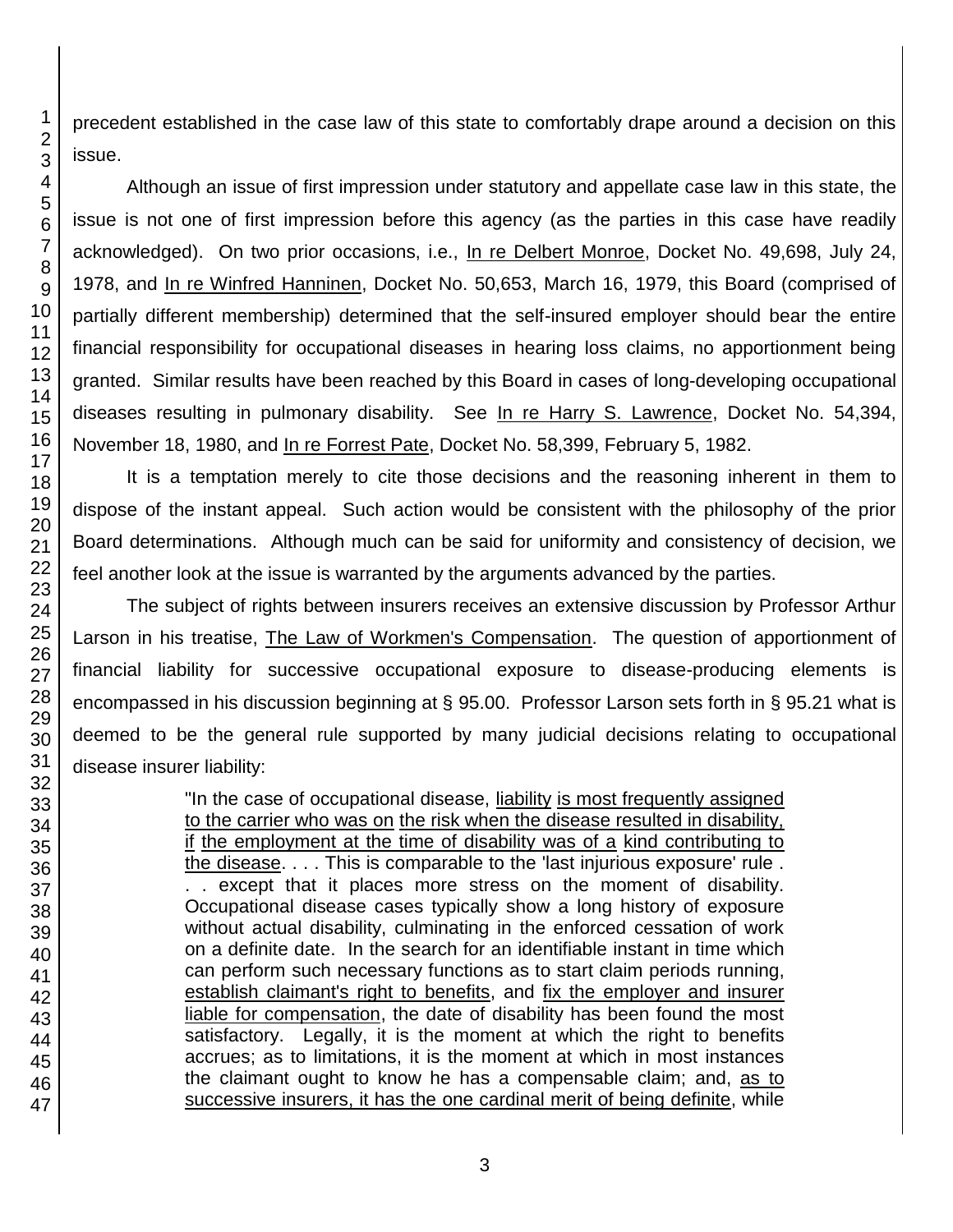precedent established in the case law of this state to comfortably drape around a decision on this issue.

Although an issue of first impression under statutory and appellate case law in this state, the issue is not one of first impression before this agency (as the parties in this case have readily acknowledged). On two prior occasions, i.e., In re Delbert Monroe, Docket No. 49,698, July 24, 1978, and In re Winfred Hanninen, Docket No. 50,653, March 16, 1979, this Board (comprised of partially different membership) determined that the self-insured employer should bear the entire financial responsibility for occupational diseases in hearing loss claims, no apportionment being granted. Similar results have been reached by this Board in cases of long-developing occupational diseases resulting in pulmonary disability. See In re Harry S. Lawrence, Docket No. 54,394, November 18, 1980, and In re Forrest Pate, Docket No. 58,399, February 5, 1982.

It is a temptation merely to cite those decisions and the reasoning inherent in them to dispose of the instant appeal. Such action would be consistent with the philosophy of the prior Board determinations. Although much can be said for uniformity and consistency of decision, we feel another look at the issue is warranted by the arguments advanced by the parties.

The subject of rights between insurers receives an extensive discussion by Professor Arthur Larson in his treatise, The Law of Workmen's Compensation. The question of apportionment of financial liability for successive occupational exposure to disease-producing elements is encompassed in his discussion beginning at § 95.00. Professor Larson sets forth in § 95.21 what is deemed to be the general rule supported by many judicial decisions relating to occupational disease insurer liability:

> "In the case of occupational disease, liability is most frequently assigned to the carrier who was on the risk when the disease resulted in disability, if the employment at the time of disability was of a kind contributing to the disease. . . . This is comparable to the 'last injurious exposure' rule . . . except that it places more stress on the moment of disability. Occupational disease cases typically show a long history of exposure without actual disability, culminating in the enforced cessation of work on a definite date. In the search for an identifiable instant in time which can perform such necessary functions as to start claim periods running, establish claimant's right to benefits, and fix the employer and insurer liable for compensation, the date of disability has been found the most satisfactory. Legally, it is the moment at which the right to benefits accrues; as to limitations, it is the moment at which in most instances the claimant ought to know he has a compensable claim; and, as to successive insurers, it has the one cardinal merit of being definite, while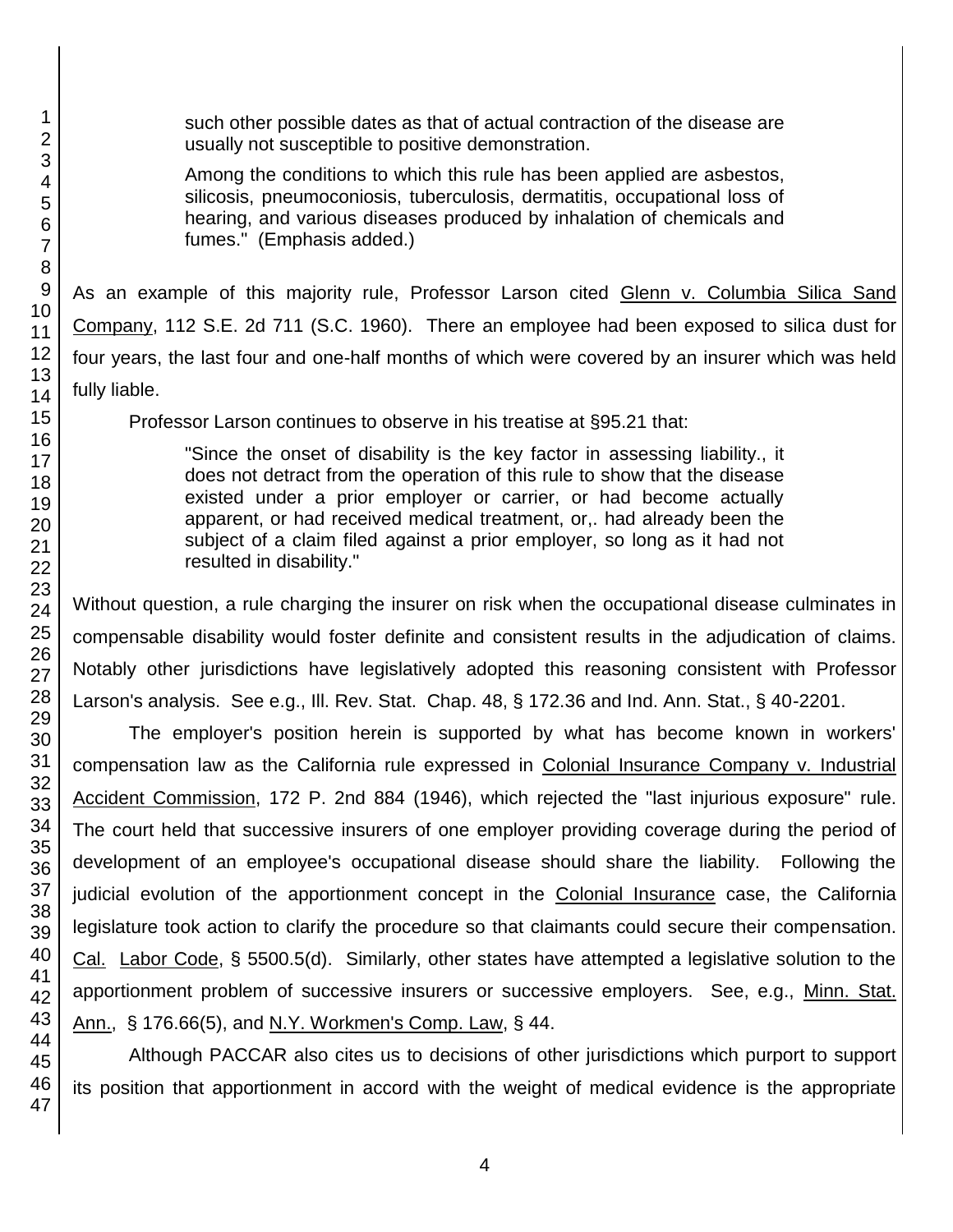> such other possible dates as that of actual contraction of the disease are usually not susceptible to positive demonstration.
>
> Among the conditions to which this rule has been applied are asbestos, silicosis, pneumoconiosis, tuberculosis, dermatitis, occupational loss of hearing, and various diseases produced by inhalation of chemicals and fumes." (Emphasis added.)

As an example of this majority rule, Professor Larson cited Glenn v. Columbia Silica Sand Company, 112 S.E. 2d 711 (S.C. 1960). There an employee had been exposed to silica dust for four years, the last four and one-half months of which were covered by an insurer which was held fully liable.

Professor Larson continues to observe in his treatise at §95.21 that:

> "Since the onset of disability is the key factor in assessing liability., it does not detract from the operation of this rule to show that the disease existed under a prior employer or carrier, or had become actually apparent, or had received medical treatment, or,. had already been the subject of a claim filed against a prior employer, so long as it had not resulted in disability."

Without question, a rule charging the insurer on risk when the occupational disease culminates in compensable disability would foster definite and consistent results in the adjudication of claims. Notably other jurisdictions have legislatively adopted this reasoning consistent with Professor Larson's analysis. See e.g., Ill. Rev. Stat. Chap. 48, § 172.36 and Ind. Ann. Stat., § 40-2201.

The employer's position herein is supported by what has become known in workers' compensation law as the California rule expressed in Colonial Insurance Company v. Industrial Accident Commission, 172 P. 2nd 884 (1946), which rejected the "last injurious exposure" rule. The court held that successive insurers of one employer providing coverage during the period of development of an employee's occupational disease should share the liability. Following the judicial evolution of the apportionment concept in the Colonial Insurance case, the California legislature took action to clarify the procedure so that claimants could secure their compensation. Cal. Labor Code, § 5500.5(d). Similarly, other states have attempted a legislative solution to the apportionment problem of successive insurers or successive employers. See, e.g., Minn. Stat. Ann., § 176.66(5), and N.Y. Workmen's Comp. Law, § 44.

Although PACCAR also cites us to decisions of other jurisdictions which purport to support its position that apportionment in accord with the weight of medical evidence is the appropriate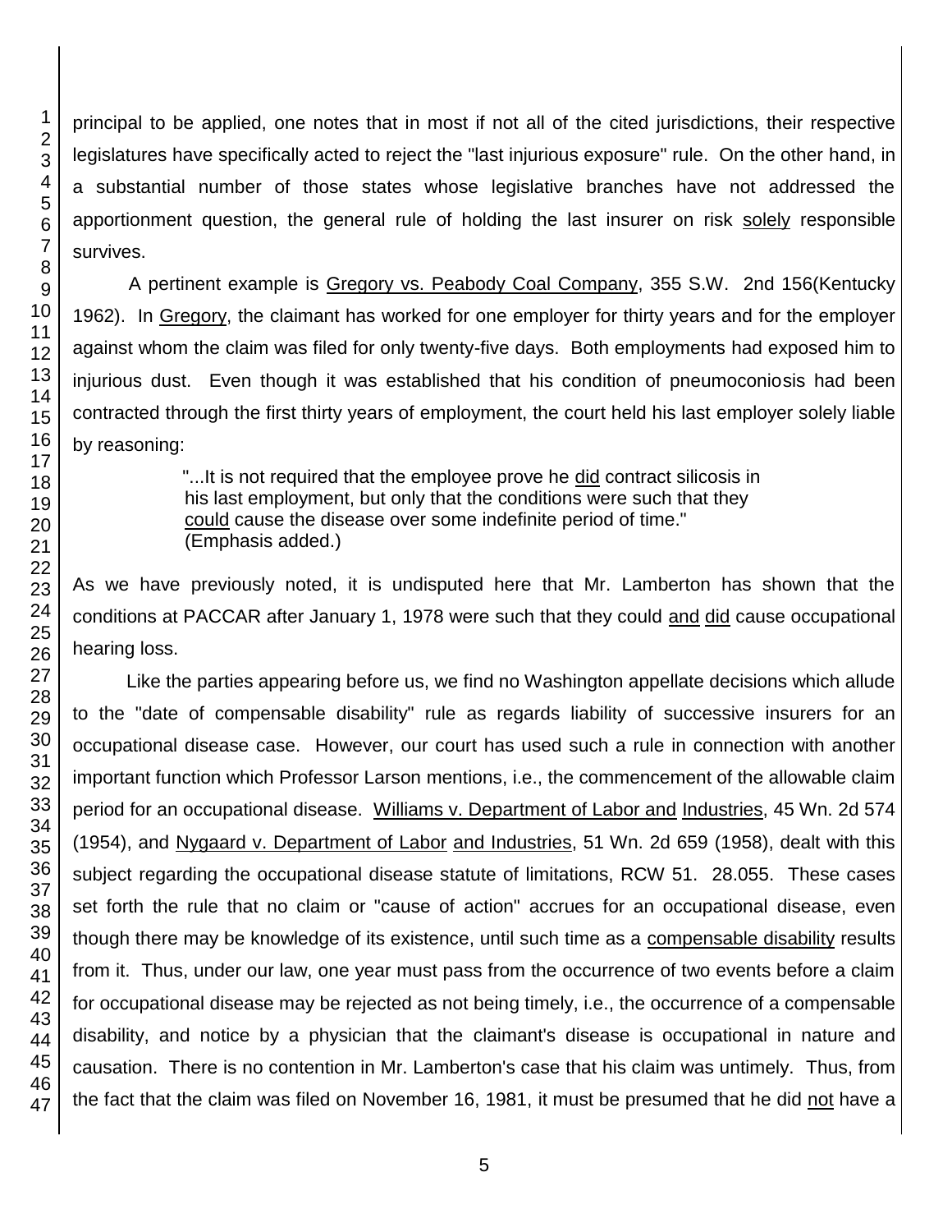principal to be applied, one notes that in most if not all of the cited jurisdictions, their respective legislatures have specifically acted to reject the "last injurious exposure" rule. On the other hand, in a substantial number of those states whose legislative branches have not addressed the apportionment question, the general rule of holding the last insurer on risk solely responsible survives.

A pertinent example is Gregory vs. Peabody Coal Company, 355 S.W. 2nd 156(Kentucky 1962). In Gregory, the claimant has worked for one employer for thirty years and for the employer against whom the claim was filed for only twenty-five days. Both employments had exposed him to injurious dust. Even though it was established that his condition of pneumoconiosis had been contracted through the first thirty years of employment, the court held his last employer solely liable by reasoning:

> "...It is not required that the employee prove he did contract silicosis in his last employment, but only that the conditions were such that they could cause the disease over some indefinite period of time." (Emphasis added.)

As we have previously noted, it is undisputed here that Mr. Lamberton has shown that the conditions at PACCAR after January 1, 1978 were such that they could and did cause occupational hearing loss.

Like the parties appearing before us, we find no Washington appellate decisions which allude to the "date of compensable disability" rule as regards liability of successive insurers for an occupational disease case. However, our court has used such a rule in connection with another important function which Professor Larson mentions, i.e., the commencement of the allowable claim period for an occupational disease. Williams v. Department of Labor and Industries, 45 Wn. 2d 574 (1954), and Nygaard v. Department of Labor and Industries, 51 Wn. 2d 659 (1958), dealt with this subject regarding the occupational disease statute of limitations, RCW 51. 28.055. These cases set forth the rule that no claim or "cause of action" accrues for an occupational disease, even though there may be knowledge of its existence, until such time as a compensable disability results from it. Thus, under our law, one year must pass from the occurrence of two events before a claim for occupational disease may be rejected as not being timely, i.e., the occurrence of a compensable disability, and notice by a physician that the claimant's disease is occupational in nature and causation. There is no contention in Mr. Lamberton's case that his claim was untimely. Thus, from the fact that the claim was filed on November 16, 1981, it must be presumed that he did not have a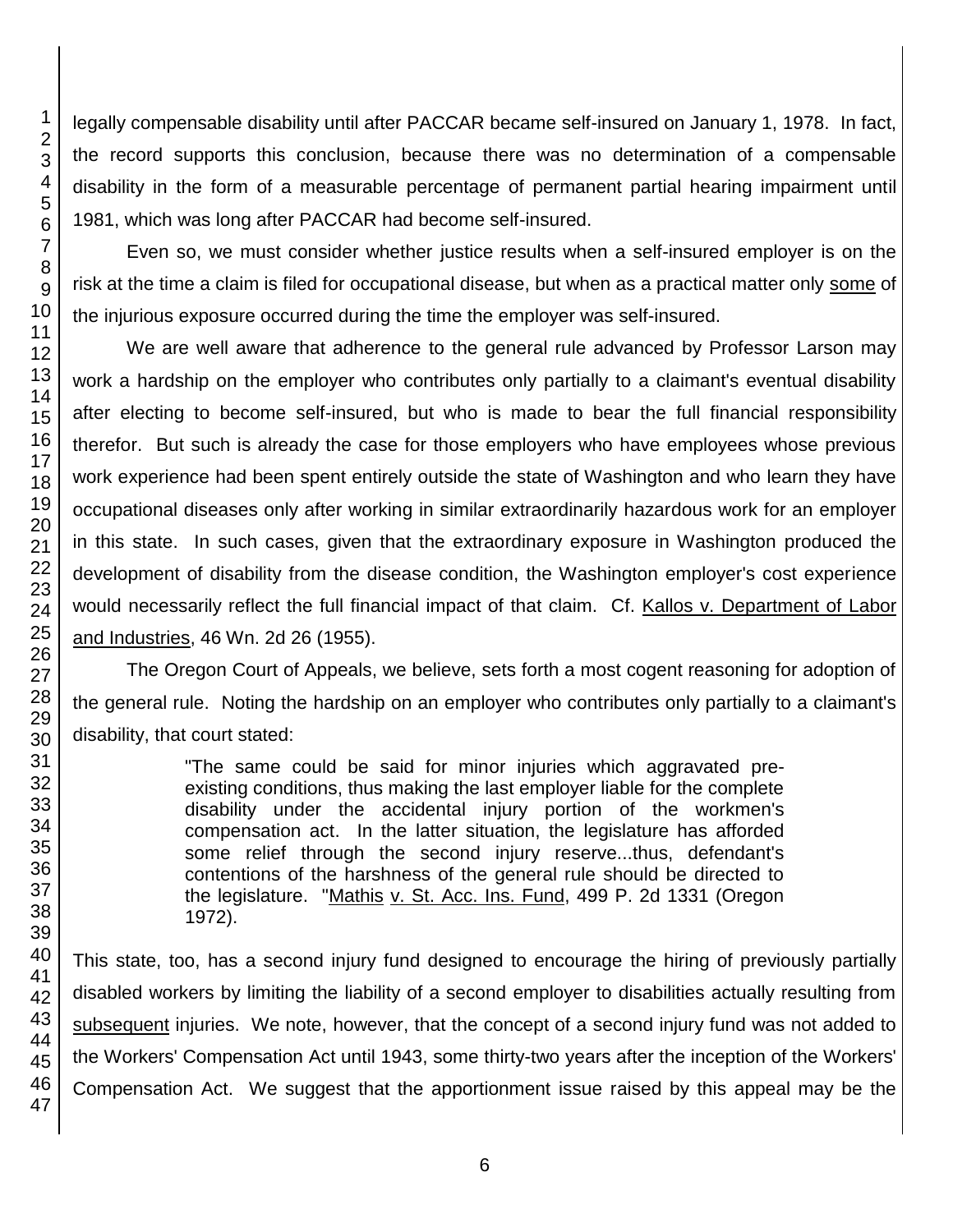legally compensable disability until after PACCAR became self-insured on January 1, 1978. In fact, the record supports this conclusion, because there was no determination of a compensable disability in the form of a measurable percentage of permanent partial hearing impairment until 1981, which was long after PACCAR had become self-insured.

Even so, we must consider whether justice results when a self-insured employer is on the risk at the time a claim is filed for occupational disease, but when as a practical matter only some of the injurious exposure occurred during the time the employer was self-insured.

We are well aware that adherence to the general rule advanced by Professor Larson may work a hardship on the employer who contributes only partially to a claimant's eventual disability after electing to become self-insured, but who is made to bear the full financial responsibility therefor. But such is already the case for those employers who have employees whose previous work experience had been spent entirely outside the state of Washington and who learn they have occupational diseases only after working in similar extraordinarily hazardous work for an employer in this state. In such cases, given that the extraordinary exposure in Washington produced the development of disability from the disease condition, the Washington employer's cost experience would necessarily reflect the full financial impact of that claim. Cf. Kallos v. Department of Labor and Industries, 46 Wn. 2d 26 (1955).

The Oregon Court of Appeals, we believe, sets forth a most cogent reasoning for adoption of the general rule. Noting the hardship on an employer who contributes only partially to a claimant's disability, that court stated:

> "The same could be said for minor injuries which aggravated pre-existing conditions, thus making the last employer liable for the complete disability under the accidental injury portion of the workmen's compensation act. In the latter situation, the legislature has afforded some relief through the second injury reserve...thus, defendant's contentions of the harshness of the general rule should be directed to the legislature. "Mathis v. St. Acc. Ins. Fund, 499 P. 2d 1331 (Oregon 1972).

This state, too, has a second injury fund designed to encourage the hiring of previously partially disabled workers by limiting the liability of a second employer to disabilities actually resulting from subsequent injuries. We note, however, that the concept of a second injury fund was not added to the Workers' Compensation Act until 1943, some thirty-two years after the inception of the Workers' Compensation Act. We suggest that the apportionment issue raised by this appeal may be the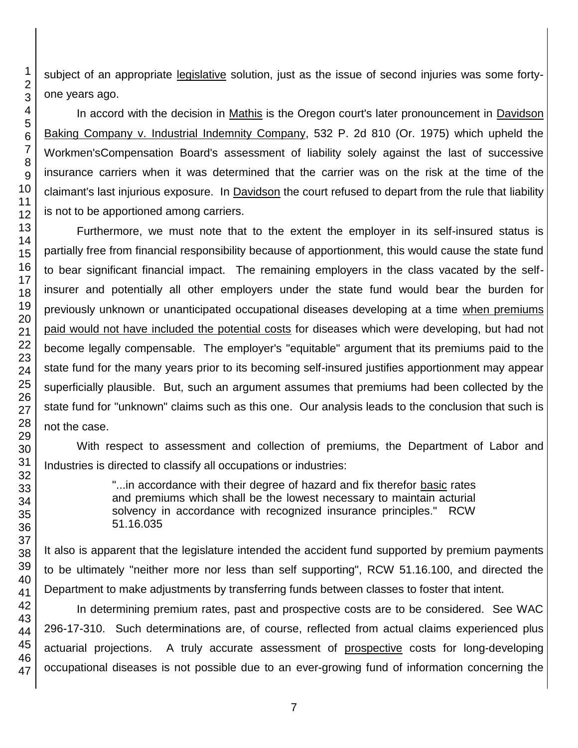subject of an appropriate legislative solution, just as the issue of second injuries was some forty-one years ago.

In accord with the decision in Mathis is the Oregon court's later pronouncement in Davidson Baking Company v. Industrial Indemnity Company, 532 P. 2d 810 (Or. 1975) which upheld the Workmen'sCompensation Board's assessment of liability solely against the last of successive insurance carriers when it was determined that the carrier was on the risk at the time of the claimant's last injurious exposure. In Davidson the court refused to depart from the rule that liability is not to be apportioned among carriers.

Furthermore, we must note that to the extent the employer in its self-insured status is partially free from financial responsibility because of apportionment, this would cause the state fund to bear significant financial impact. The remaining employers in the class vacated by the self-insurer and potentially all other employers under the state fund would bear the burden for previously unknown or unanticipated occupational diseases developing at a time when premiums paid would not have included the potential costs for diseases which were developing, but had not become legally compensable. The employer's "equitable" argument that its premiums paid to the state fund for the many years prior to its becoming self-insured justifies apportionment may appear superficially plausible. But, such an argument assumes that premiums had been collected by the state fund for "unknown" claims such as this one. Our analysis leads to the conclusion that such is not the case.

With respect to assessment and collection of premiums, the Department of Labor and Industries is directed to classify all occupations or industries:

> "...in accordance with their degree of hazard and fix therefor basic rates and premiums which shall be the lowest necessary to maintain acturial solvency in accordance with recognized insurance principles." RCW 51.16.035

It also is apparent that the legislature intended the accident fund supported by premium payments to be ultimately "neither more nor less than self supporting", RCW 51.16.100, and directed the Department to make adjustments by transferring funds between classes to foster that intent.

In determining premium rates, past and prospective costs are to be considered. See WAC 296-17-310. Such determinations are, of course, reflected from actual claims experienced plus actuarial projections. A truly accurate assessment of prospective costs for long-developing occupational diseases is not possible due to an ever-growing fund of information concerning the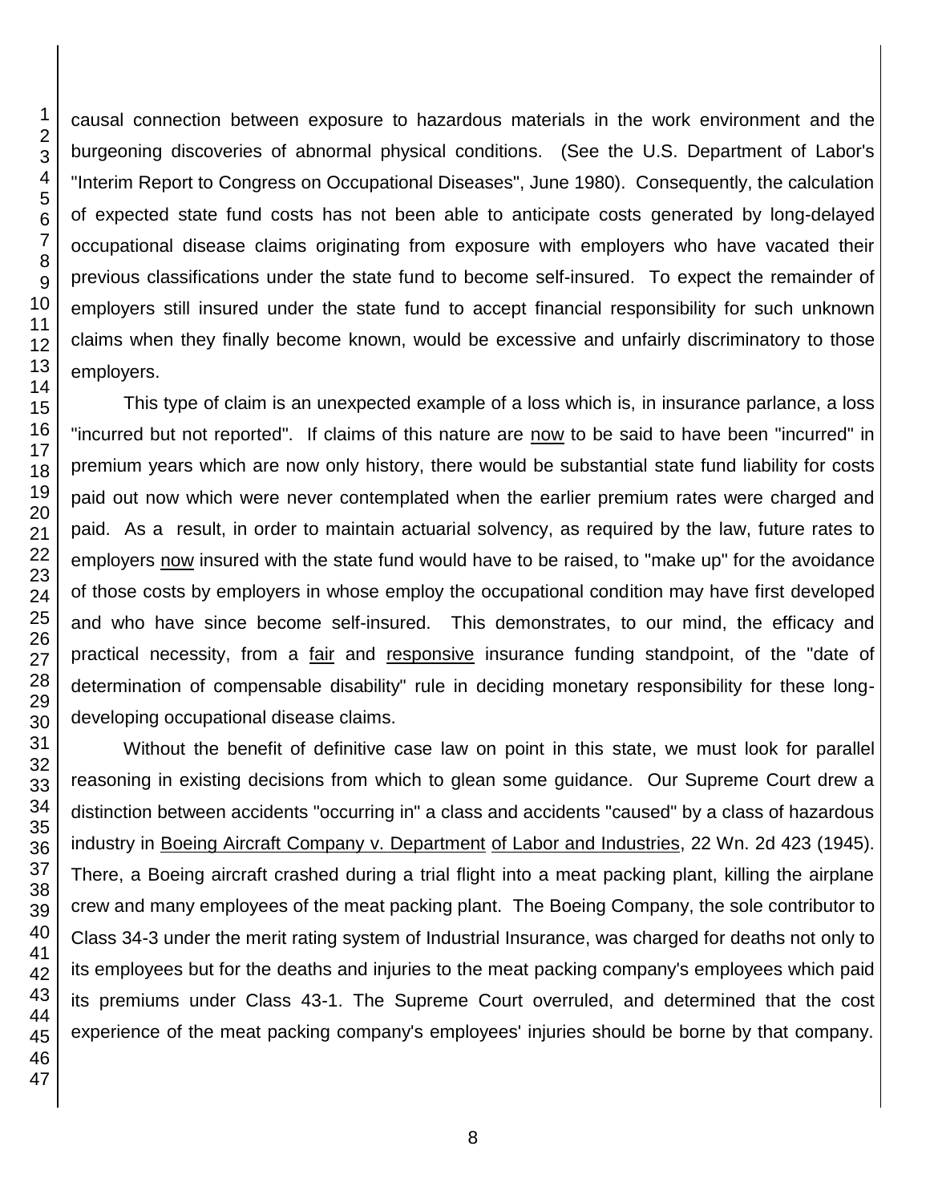causal connection between exposure to hazardous materials in the work environment and the burgeoning discoveries of abnormal physical conditions. (See the U.S. Department of Labor's "Interim Report to Congress on Occupational Diseases", June 1980). Consequently, the calculation of expected state fund costs has not been able to anticipate costs generated by long-delayed occupational disease claims originating from exposure with employers who have vacated their previous classifications under the state fund to become self-insured. To expect the remainder of employers still insured under the state fund to accept financial responsibility for such unknown claims when they finally become known, would be excessive and unfairly discriminatory to those employers.

This type of claim is an unexpected example of a loss which is, in insurance parlance, a loss "incurred but not reported". If claims of this nature are now to be said to have been "incurred" in premium years which are now only history, there would be substantial state fund liability for costs paid out now which were never contemplated when the earlier premium rates were charged and paid. As a result, in order to maintain actuarial solvency, as required by the law, future rates to employers now insured with the state fund would have to be raised, to "make up" for the avoidance of those costs by employers in whose employ the occupational condition may have first developed and who have since become self-insured. This demonstrates, to our mind, the efficacy and practical necessity, from a fair and responsive insurance funding standpoint, of the "date of determination of compensable disability" rule in deciding monetary responsibility for these long-developing occupational disease claims.

Without the benefit of definitive case law on point in this state, we must look for parallel reasoning in existing decisions from which to glean some guidance. Our Supreme Court drew a distinction between accidents "occurring in" a class and accidents "caused" by a class of hazardous industry in Boeing Aircraft Company v. Department of Labor and Industries, 22 Wn. 2d 423 (1945). There, a Boeing aircraft crashed during a trial flight into a meat packing plant, killing the airplane crew and many employees of the meat packing plant. The Boeing Company, the sole contributor to Class 34-3 under the merit rating system of Industrial Insurance, was charged for deaths not only to its employees but for the deaths and injuries to the meat packing company's employees which paid its premiums under Class 43-1. The Supreme Court overruled, and determined that the cost experience of the meat packing company's employees' injuries should be borne by that company.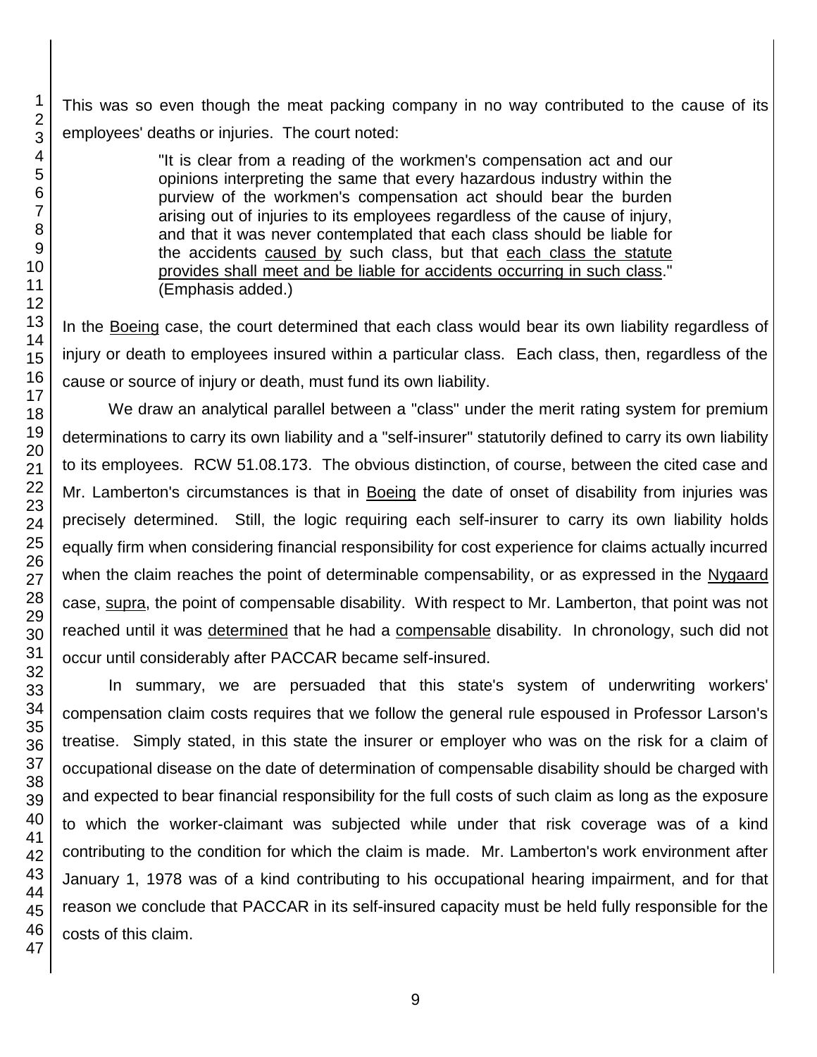This was so even though the meat packing company in no way contributed to the cause of its employees' deaths or injuries. The court noted:

> "It is clear from a reading of the workmen's compensation act and our opinions interpreting the same that every hazardous industry within the purview of the workmen's compensation act should bear the burden arising out of injuries to its employees regardless of the cause of injury, and that it was never contemplated that each class should be liable for the accidents <u>caused by</u> such class, but that <u>each class the statute provides shall meet and be liable for accidents occurring in such class</u>." (Emphasis added.)

In the <u>Boeing</u> case, the court determined that each class would bear its own liability regardless of injury or death to employees insured within a particular class. Each class, then, regardless of the cause or source of injury or death, must fund its own liability.

We draw an analytical parallel between a "class" under the merit rating system for premium determinations to carry its own liability and a "self-insurer" statutorily defined to carry its own liability to its employees. RCW 51.08.173. The obvious distinction, of course, between the cited case and Mr. Lamberton's circumstances is that in <u>Boeing</u> the date of onset of disability from injuries was precisely determined. Still, the logic requiring each self-insurer to carry its own liability holds equally firm when considering financial responsibility for cost experience for claims actually incurred when the claim reaches the point of determinable compensability, or as expressed in the <u>Nygaard</u> case, <u>supra</u>, the point of compensable disability. With respect to Mr. Lamberton, that point was not reached until it was <u>determined</u> that he had a <u>compensable</u> disability. In chronology, such did not occur until considerably after PACCAR became self-insured.

In summary, we are persuaded that this state's system of underwriting workers' compensation claim costs requires that we follow the general rule espoused in Professor Larson's treatise. Simply stated, in this state the insurer or employer who was on the risk for a claim of occupational disease on the date of determination of compensable disability should be charged with and expected to bear financial responsibility for the full costs of such claim as long as the exposure to which the worker-claimant was subjected while under that risk coverage was of a kind contributing to the condition for which the claim is made. Mr. Lamberton's work environment after January 1, 1978 was of a kind contributing to his occupational hearing impairment, and for that reason we conclude that PACCAR in its self-insured capacity must be held fully responsible for the costs of this claim.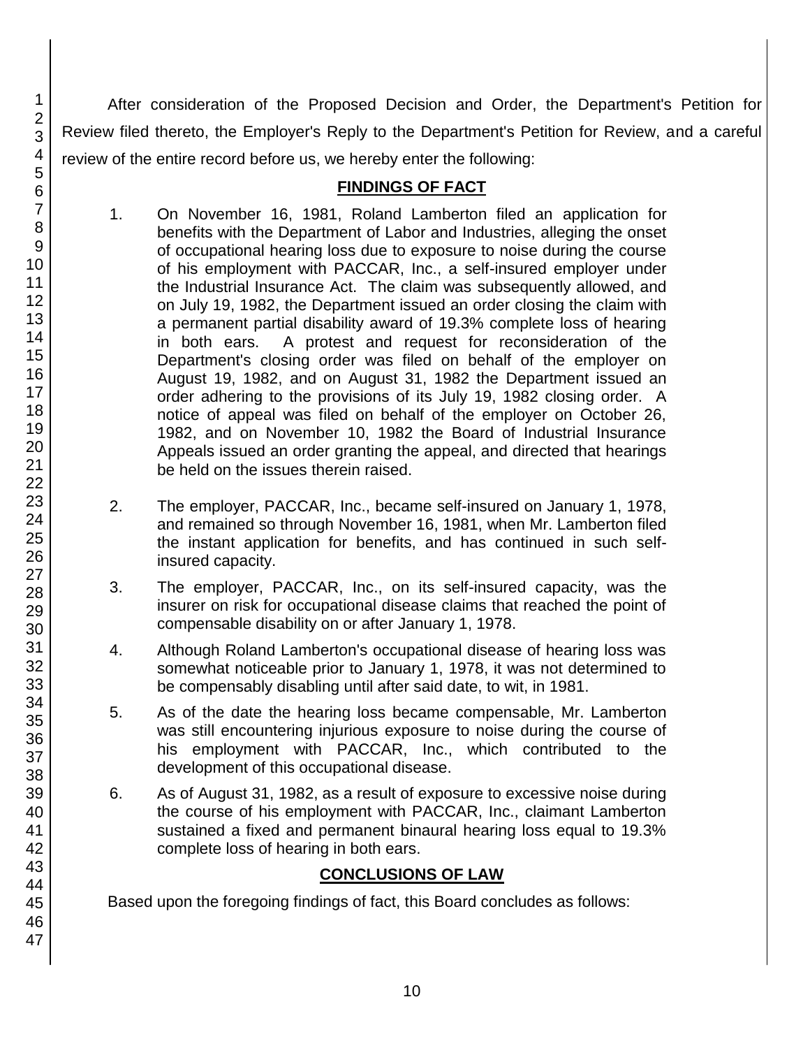After consideration of the Proposed Decision and Order, the Department's Petition for Review filed thereto, the Employer's Reply to the Department's Petition for Review, and a careful review of the entire record before us, we hereby enter the following:

## FINDINGS OF FACT

1. On November 16, 1981, Roland Lamberton filed an application for benefits with the Department of Labor and Industries, alleging the onset of occupational hearing loss due to exposure to noise during the course of his employment with PACCAR, Inc., a self-insured employer under the Industrial Insurance Act. The claim was subsequently allowed, and on July 19, 1982, the Department issued an order closing the claim with a permanent partial disability award of 19.3% complete loss of hearing in both ears. A protest and request for reconsideration of the Department's closing order was filed on behalf of the employer on August 19, 1982, and on August 31, 1982 the Department issued an order adhering to the provisions of its July 19, 1982 closing order. A notice of appeal was filed on behalf of the employer on October 26, 1982, and on November 10, 1982 the Board of Industrial Insurance Appeals issued an order granting the appeal, and directed that hearings be held on the issues therein raised.

2. The employer, PACCAR, Inc., became self-insured on January 1, 1978, and remained so through November 16, 1981, when Mr. Lamberton filed the instant application for benefits, and has continued in such self-insured capacity.

3. The employer, PACCAR, Inc., on its self-insured capacity, was the insurer on risk for occupational disease claims that reached the point of compensable disability on or after January 1, 1978.

4. Although Roland Lamberton's occupational disease of hearing loss was somewhat noticeable prior to January 1, 1978, it was not determined to be compensably disabling until after said date, to wit, in 1981.

5. As of the date the hearing loss became compensable, Mr. Lamberton was still encountering injurious exposure to noise during the course of his employment with PACCAR, Inc., which contributed to the development of this occupational disease.

6. As of August 31, 1982, as a result of exposure to excessive noise during the course of his employment with PACCAR, Inc., claimant Lamberton sustained a fixed and permanent binaural hearing loss equal to 19.3% complete loss of hearing in both ears.

## CONCLUSIONS OF LAW

Based upon the foregoing findings of fact, this Board concludes as follows: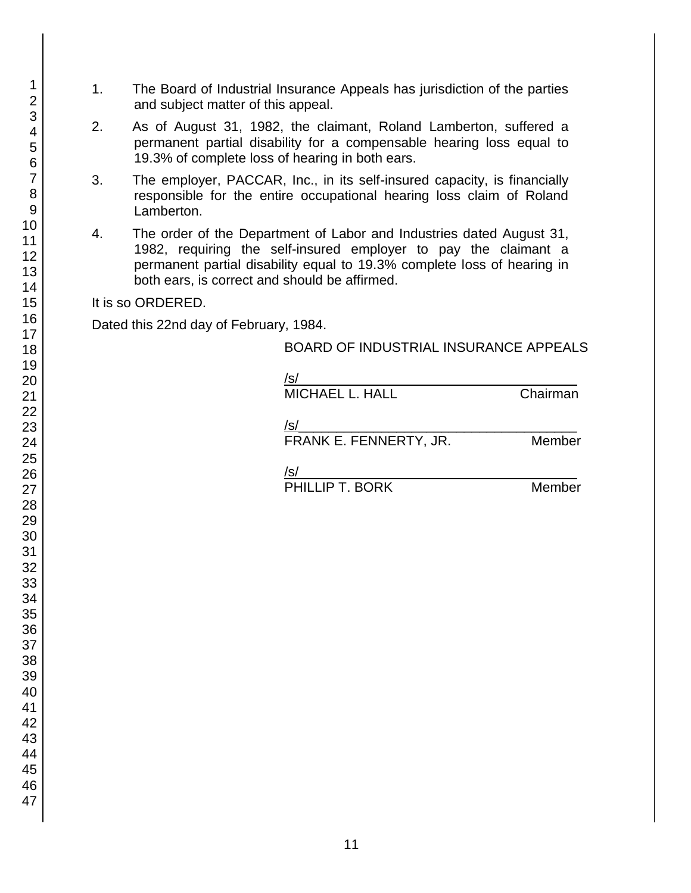1. The Board of Industrial Insurance Appeals has jurisdiction of the parties and subject matter of this appeal.

2. As of August 31, 1982, the claimant, Roland Lamberton, suffered a permanent partial disability for a compensable hearing loss equal to 19.3% of complete loss of hearing in both ears.

3. The employer, PACCAR, Inc., in its self-insured capacity, is financially responsible for the entire occupational hearing loss claim of Roland Lamberton.

4. The order of the Department of Labor and Industries dated August 31, 1982, requiring the self-insured employer to pay the claimant a permanent partial disability equal to 19.3% complete loss of hearing in both ears, is correct and should be affirmed.

It is so ORDERED.

Dated this 22nd day of February, 1984.

BOARD OF INDUSTRIAL INSURANCE APPEALS

/s/
MICHAEL L. HALL, Chairman

/s/
FRANK E. FENNERTY, JR., Member

/s/
PHILLIP T. BORK, Member